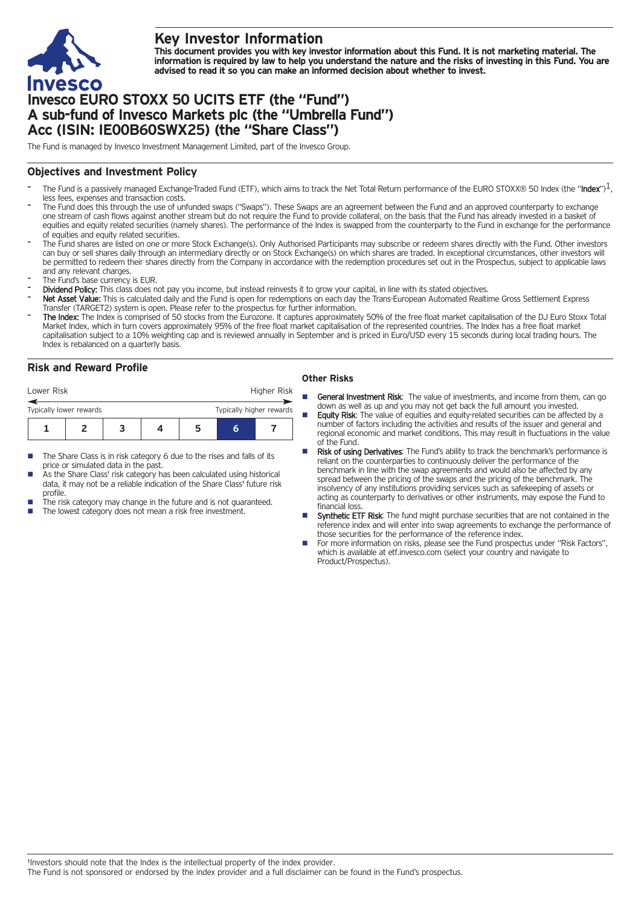# Key Investor Information

**This document provides you with key investor information about this Fund. It is not marketing material. The information is required by law to help you understand the nature and the risks of investing in this Fund. You are advised to read it so you can make an informed decision about whether to invest.**

# Invesco EURO STOXX 50 UCITS ETF (the "Fund")
# A sub-fund of Invesco Markets plc (the "Umbrella Fund")
# Acc (ISIN: IE00B60SWX25) (the "Share Class")

The Fund is managed by Invesco Investment Management Limited, part of the Invesco Group.

## Objectives and Investment Policy

- The Fund is a passively managed Exchange-Traded Fund (ETF), which aims to track the Net Total Return performance of the EURO STOXX® 50 Index (the "**Index**")[1], less fees, expenses and transaction costs.
- The Fund does this through the use of unfunded swaps ("Swaps"). These Swaps are an agreement between the Fund and an approved counterparty to exchange one stream of cash flows against another stream but do not require the Fund to provide collateral, on the basis that the Fund has already invested in a basket of equities and equity related securities (namely shares). The performance of the Index is swapped from the counterparty to the Fund in exchange for the performance of equities and equity related securities.
- The Fund shares are listed on one or more Stock Exchange(s). Only Authorised Participants may subscribe or redeem shares directly with the Fund. Other investors can buy or sell shares daily through an intermediary directly or on Stock Exchange(s) on which shares are traded. In exceptional circumstances, other investors will be permitted to redeem their shares directly from the Company in accordance with the redemption procedures set out in the Prospectus, subject to applicable laws and any relevant charges.
- The Fund's base currency is EUR.
- **Dividend Policy:** This class does not pay you income, but instead reinvests it to grow your capital, in line with its stated objectives.
- **Net Asset Value:** This is calculated daily and the Fund is open for redemptions on each day the Trans-European Automated Realtime Gross Settlement Express Transfer (TARGET2) system is open. Please refer to the prospectus for further information.
- **The Index:** The Index is comprised of 50 stocks from the Eurozone. It captures approximately 50% of the free float market capitalisation of the DJ Euro Stoxx Total Market Index, which in turn covers approximately 95% of the free float market capitalisation of the represented countries. The Index has a free float market capitalisation subject to a 10% weighting cap and is reviewed annually in September and is priced in Euro/USD every 15 seconds during local trading hours. The Index is rebalanced on a quarterly basis.

## Risk and Reward Profile

| Lower Risk | | | | | | Higher Risk |
|---|---|---|---|---|---|---|
| Typically lower rewards | | | | | | Typically higher rewards |
| 1 | 2 | 3 | 4 | 5 | **6** | 7 |

- The Share Class is in risk category 6 due to the rises and falls of its price or simulated data in the past.
- As the Share Class' risk category has been calculated using historical data, it may not be a reliable indication of the Share Class' future risk profile.
- The risk category may change in the future and is not guaranteed.
- The lowest category does not mean a risk free investment.

### Other Risks

- **General Investment Risk**: The value of investments, and income from them, can go down as well as up and you may not get back the full amount you invested.
- **Equity Risk**: The value of equities and equity-related securities can be affected by a number of factors including the activities and results of the issuer and general and regional economic and market conditions. This may result in fluctuations in the value of the Fund.
- **Risk of using Derivatives**: The Fund's ability to track the benchmark's performance is reliant on the counterparties to continuously deliver the performance of the benchmark in line with the swap agreements and would also be affected by any spread between the pricing of the swaps and the pricing of the benchmark. The insolvency of any institutions providing services such as safekeeping of assets or acting as counterparty to derivatives or other instruments, may expose the Fund to financial loss.
- **Synthetic ETF Risk**: The fund might purchase securities that are not contained in the reference index and will enter into swap agreements to exchange the performance of those securities for the performance of the reference index.
- For more information on risks, please see the Fund prospectus under "Risk Factors", which is available at etf.invesco.com (select your country and navigate to Product/Prospectus).

[1] Investors should note that the Index is the intellectual property of the index provider.
The Fund is not sponsored or endorsed by the index provider and a full disclaimer can be found in the Fund's prospectus.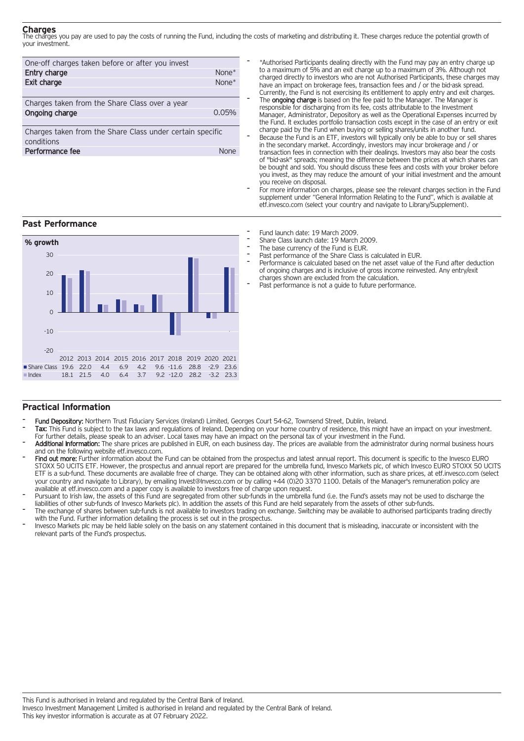## Charges

The charges you pay are used to pay the costs of running the Fund, including the costs of marketing and distributing it. These charges reduce the potential growth of your investment.

| | |
|---|---|
| One-off charges taken before or after you invest | |
| **Entry charge** | None* |
| **Exit charge** | None* |
| Charges taken from the Share Class over a year | |
| **Ongoing charge** | 0.05% |
| Charges taken from the Share Class under certain specific conditions | |
| **Performance fee** | None |

- *Authorised Participants dealing directly with the Fund may pay an entry charge up to a maximum of 5% and an exit charge up to a maximum of 3%. Although not charged directly to investors who are not Authorised Participants, these charges may have an impact on brokerage fees, transaction fees and / or the bid-ask spread. Currently, the Fund is not exercising its entitlement to apply entry and exit charges.
- The **ongoing charge** is based on the fee paid to the Manager. The Manager is responsible for discharging from its fee, costs attributable to the Investment Manager, Administrator, Depository as well as the Operational Expenses incurred by the Fund. It excludes portfolio transaction costs except in the case of an entry or exit charge paid by the Fund when buying or selling shares/units in another fund.
- Because the Fund is an ETF, investors will typically only be able to buy or sell shares in the secondary market. Accordingly, investors may incur brokerage and / or transaction fees in connection with their dealings. Investors may also bear the costs of "bid-ask" spreads; meaning the difference between the prices at which shares can be bought and sold. You should discuss these fees and costs with your broker before you invest, as they may reduce the amount of your initial investment and the amount you receive on disposal.
- For more information on charges, please see the relevant charges section in the Fund supplement under "General Information Relating to the Fund", which is available at etf.invesco.com (select your country and navigate to Library/Supplement).

## Past Performance

% growth

30
20
10
0
-10
-20

2012 2013 2014 2015 2016 2017 2018 2019 2020 2021

Share Class 19.6 22.0 4.4 6.9 4.2 9.6 -11.6 28.8 -2.9 23.6

Index 18.1 21.5 4.0 6.4 3.7 9.2 -12.0 28.2 -3.2 23.3

- Fund launch date: 19 March 2009.
- Share Class launch date: 19 March 2009.
- The base currency of the Fund is EUR.
- Past performance of the Share Class is calculated in EUR.
- Performance is calculated based on the net asset value of the Fund after deduction of ongoing charges and is inclusive of gross income reinvested. Any entry/exit charges shown are excluded from the calculation.
- Past performance is not a guide to future performance.

## Practical Information

- **Fund Depository:** Northern Trust Fiduciary Services (Ireland) Limited, Georges Court 54-62, Townsend Street, Dublin, Ireland.
- **Tax:** This Fund is subject to the tax laws and regulations of Ireland. Depending on your home country of residence, this might have an impact on your investment. For further details, please speak to an adviser. Local taxes may have an impact on the personal tax of your investment in the Fund.
- **Additional Information:** The share prices are published in EUR, on each business day. The prices are available from the administrator during normal business hours and on the following website etf.invesco.com.
- **Find out more:** Further information about the Fund can be obtained from the prospectus and latest annual report. This document is specific to the Invesco EURO STOXX 50 UCITS ETF. However, the prospectus and annual report are prepared for the umbrella fund, Invesco Markets plc, of which Invesco EURO STOXX 50 UCITS ETF is a sub-fund. These documents are available free of charge. They can be obtained along with other information, such as share prices, at etf.invesco.com (select your country and navigate to Library), by emailing Invest@Invesco.com or by calling +44 (0)20 3370 1100. Details of the Manager's remuneration policy are available at etf.invesco.com and a paper copy is available to investors free of charge upon request.
- Pursuant to Irish law, the assets of this Fund are segregated from other sub-funds in the umbrella fund (i.e. the Fund's assets may not be used to discharge the liabilities of other sub-funds of Invesco Markets plc). In addition the assets of this Fund are held separately from the assets of other sub-funds.
- The exchange of shares between sub-funds is not available to investors trading on exchange. Switching may be available to authorised participants trading directly with the Fund. Further information detailing the process is set out in the prospectus.
- Invesco Markets plc may be held liable solely on the basis on any statement contained in this document that is misleading, inaccurate or inconsistent with the relevant parts of the Fund's prospectus.

This Fund is authorised in Ireland and regulated by the Central Bank of Ireland.
Invesco Investment Management Limited is authorised in Ireland and regulated by the Central Bank of Ireland.
This key investor information is accurate as at 07 February 2022.